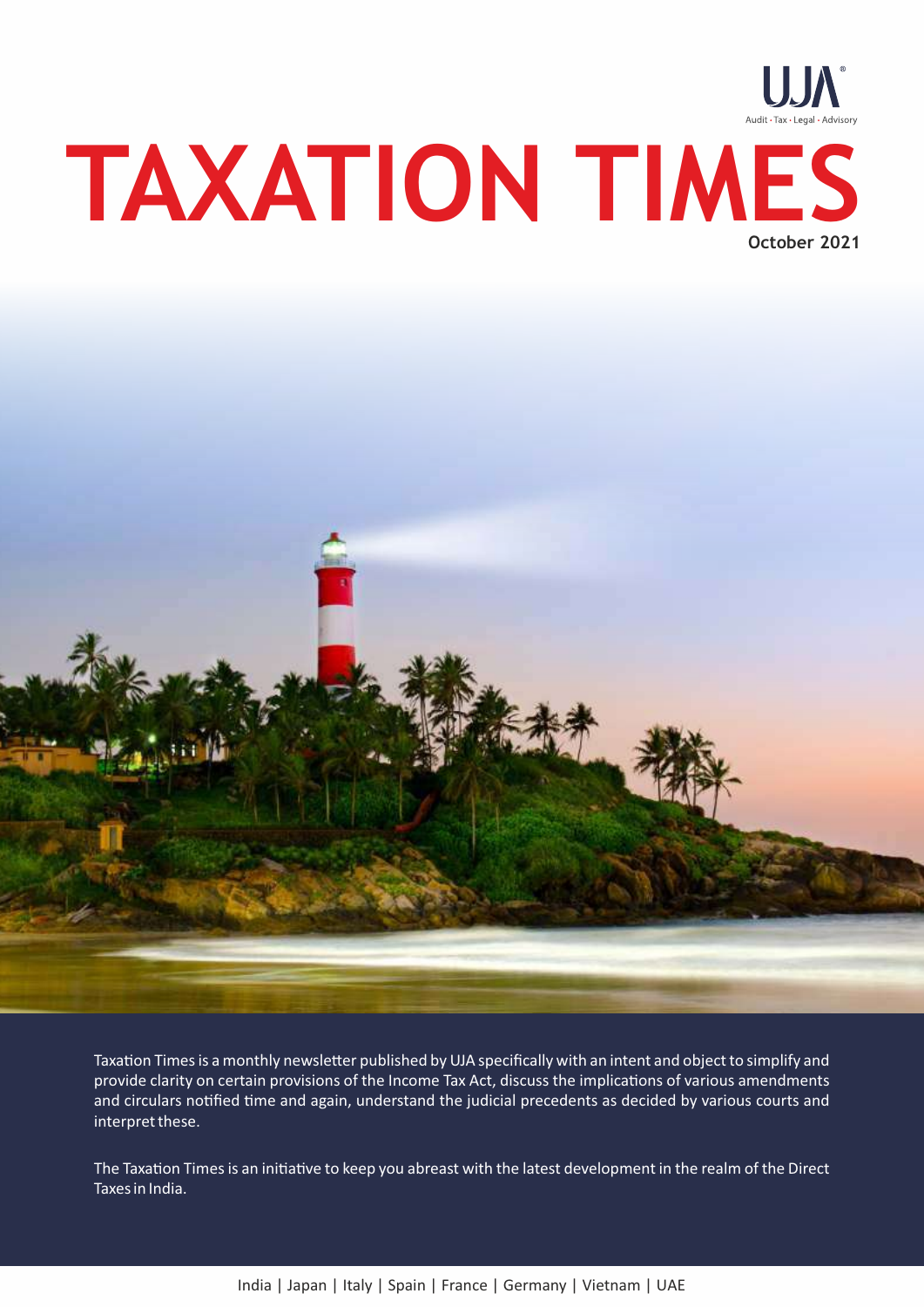UJA
Audit · Tax · Legal · Advisory

# TAXATION TIMES

**October 2021**

Taxation Times is a monthly newsletter published by UJA specifically with an intent and object to simplify and provide clarity on certain provisions of the Income Tax Act, discuss the implications of various amendments and circulars notified time and again, understand the judicial precedents as decided by various courts and interpret these.

The Taxation Times is an initiative to keep you abreast with the latest development in the realm of the Direct Taxes in India.

India | Japan | Italy | Spain | France | Germany | Vietnam | UAE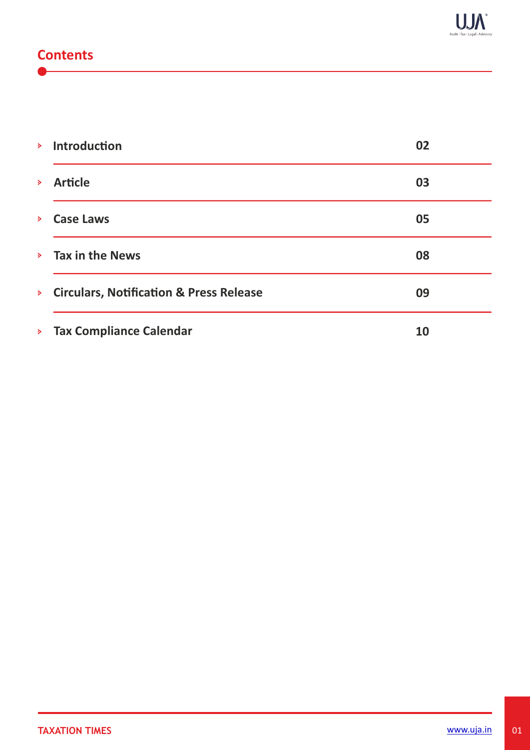## Contents

| | |
|---|---|
| Introduction | 02 |
| Article | 03 |
| Case Laws | 05 |
| Tax in the News | 08 |
| Circulars, Notification & Press Release | 09 |
| Tax Compliance Calendar | 10 |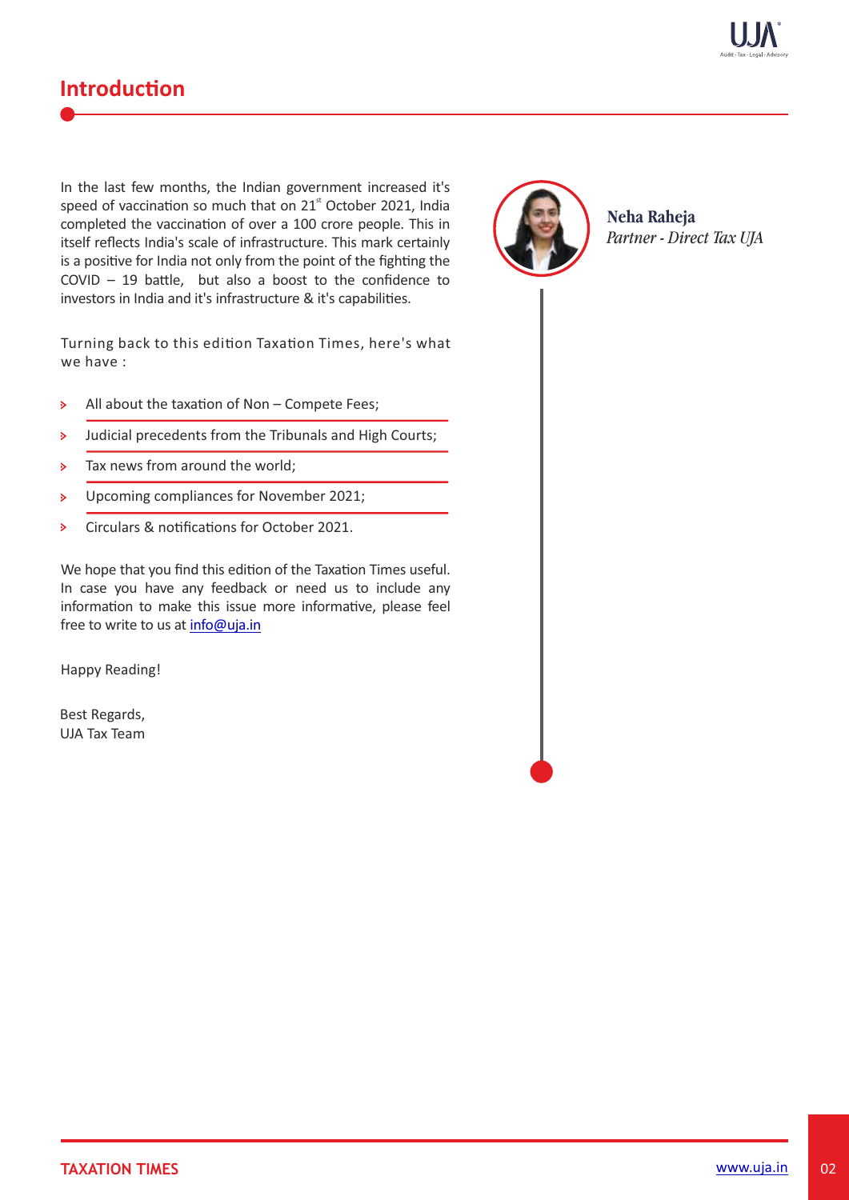# Introduction

In the last few months, the Indian government increased it's speed of vaccination so much that on 21st October 2021, India completed the vaccination of over a 100 crore people. This in itself reflects India's scale of infrastructure. This mark certainly is a positive for India not only from the point of the fighting the COVID – 19 battle, but also a boost to the confidence to investors in India and it's infrastructure & it's capabilities.

Turning back to this edition Taxation Times, here's what we have :

- All about the taxation of Non – Compete Fees;
- Judicial precedents from the Tribunals and High Courts;
- Tax news from around the world;
- Upcoming compliances for November 2021;
- Circulars & notifications for October 2021.

We hope that you find this edition of the Taxation Times useful. In case you have any feedback or need us to include any information to make this issue more informative, please feel free to write to us at info@uja.in

Happy Reading!

Best Regards,
UJA Tax Team

**Neha Raheja**
*Partner - Direct Tax UJA*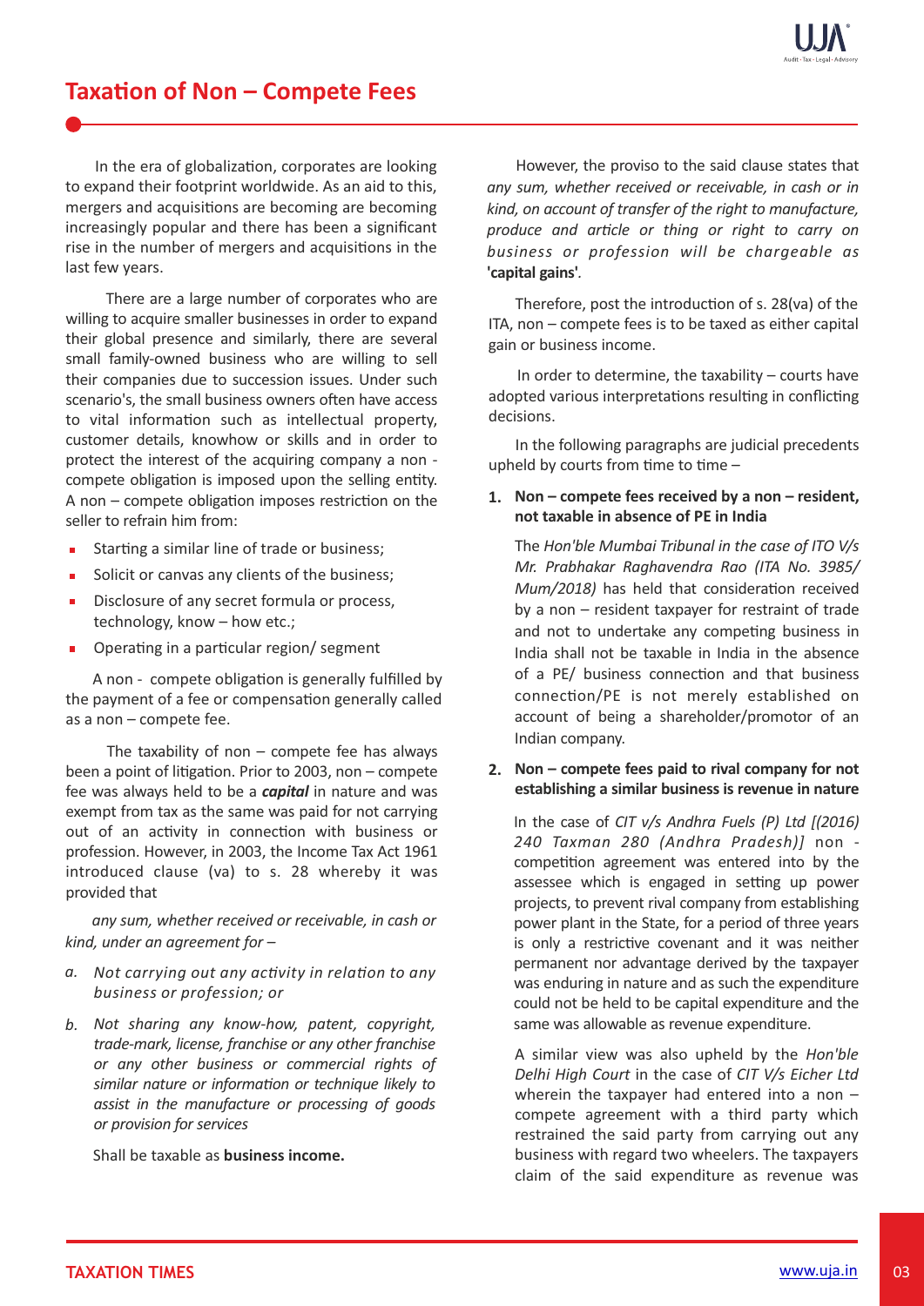## Taxation of Non – Compete Fees

In the era of globalization, corporates are looking to expand their footprint worldwide. As an aid to this, mergers and acquisitions are becoming are becoming increasingly popular and there has been a significant rise in the number of mergers and acquisitions in the last few years.

There are a large number of corporates who are willing to acquire smaller businesses in order to expand their global presence and similarly, there are several small family-owned business who are willing to sell their companies due to succession issues. Under such scenario's, the small business owners often have access to vital information such as intellectual property, customer details, knowhow or skills and in order to protect the interest of the acquiring company a non - compete obligation is imposed upon the selling entity. A non – compete obligation imposes restriction on the seller to refrain him from:

- Starting a similar line of trade or business;
- Solicit or canvas any clients of the business;
- Disclosure of any secret formula or process, technology, know – how etc.;
- Operating in a particular region/ segment

A non - compete obligation is generally fulfilled by the payment of a fee or compensation generally called as a non – compete fee.

The taxability of non – compete fee has always been a point of litigation. Prior to 2003, non – compete fee was always held to be a ***capital*** in nature and was exempt from tax as the same was paid for not carrying out of an activity in connection with business or profession. However, in 2003, the Income Tax Act 1961 introduced clause (va) to s. 28 whereby it was provided that

*any sum, whether received or receivable, in cash or kind, under an agreement for –*

*a. Not carrying out any activity in relation to any business or profession; or*

*b. Not sharing any know-how, patent, copyright, trade-mark, license, franchise or any other franchise or any other business or commercial rights of similar nature or information or technique likely to assist in the manufacture or processing of goods or provision for services*

Shall be taxable as **business income.**

However, the proviso to the said clause states that *any sum, whether received or receivable, in cash or in kind, on account of transfer of the right to manufacture, produce and article or thing or right to carry on business or profession will be chargeable as* **'capital gains'**.

Therefore, post the introduction of s. 28(va) of the ITA, non – compete fees is to be taxed as either capital gain or business income.

In order to determine, the taxability – courts have adopted various interpretations resulting in conflicting decisions.

In the following paragraphs are judicial precedents upheld by courts from time to time –

**1. Non – compete fees received by a non – resident, not taxable in absence of PE in India**

The *Hon'ble Mumbai Tribunal in the case of ITO V/s Mr. Prabhakar Raghavendra Rao (ITA No. 3985/ Mum/2018)* has held that consideration received by a non – resident taxpayer for restraint of trade and not to undertake any competing business in India shall not be taxable in India in the absence of a PE/ business connection and that business connection/PE is not merely established on account of being a shareholder/promotor of an Indian company.

**2. Non – compete fees paid to rival company for not establishing a similar business is revenue in nature**

In the case of *CIT v/s Andhra Fuels (P) Ltd [(2016) 240 Taxman 280 (Andhra Pradesh)]* non - competition agreement was entered into by the assessee which is engaged in setting up power projects, to prevent rival company from establishing power plant in the State, for a period of three years is only a restrictive covenant and it was neither permanent nor advantage derived by the taxpayer was enduring in nature and as such the expenditure could not be held to be capital expenditure and the same was allowable as revenue expenditure.

A similar view was also upheld by the *Hon'ble Delhi High Court* in the case of *CIT V/s Eicher Ltd* wherein the taxpayer had entered into a non – compete agreement with a third party which restrained the said party from carrying out any business with regard two wheelers. The taxpayers claim of the said expenditure as revenue was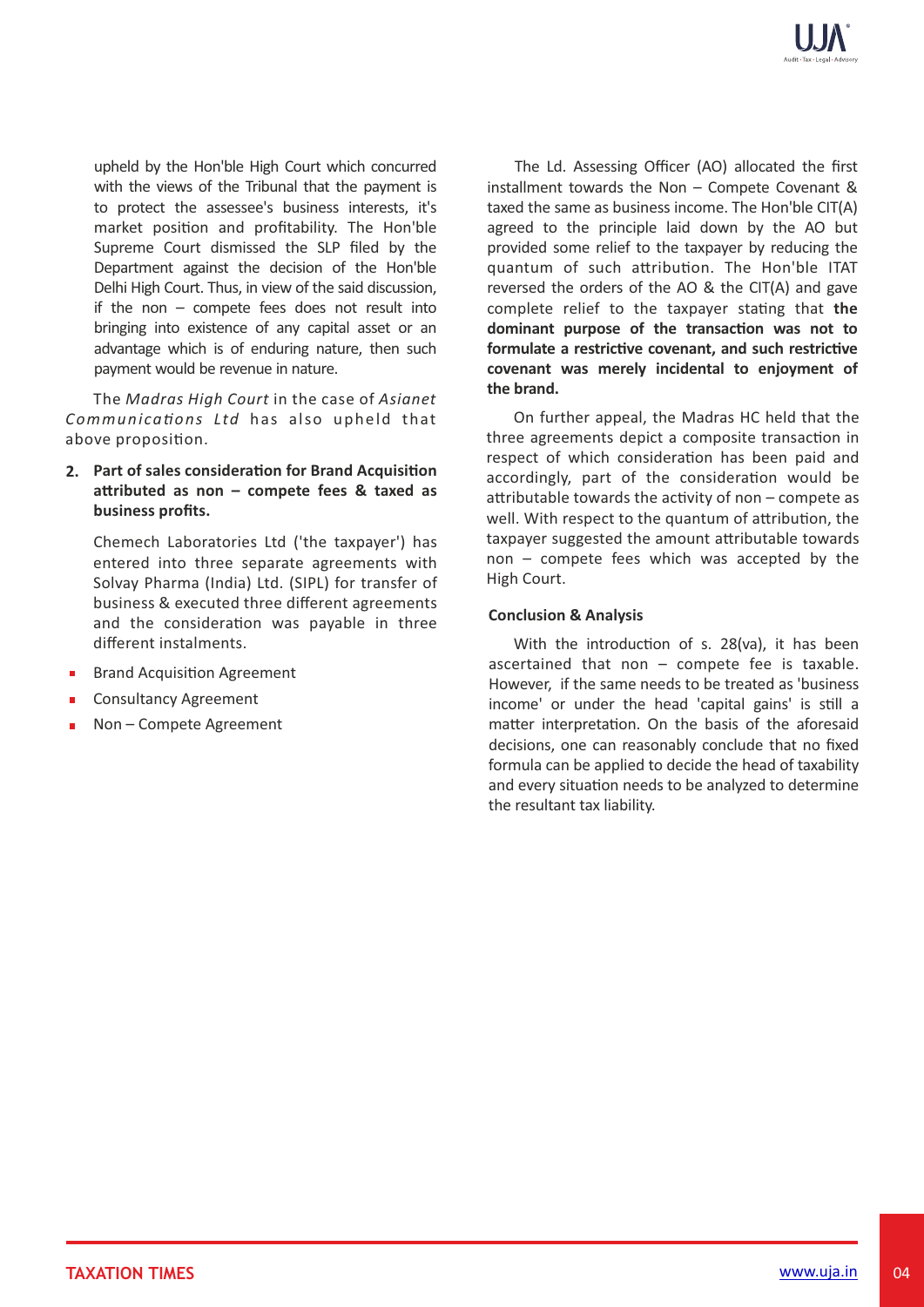upheld by the Hon'ble High Court which concurred with the views of the Tribunal that the payment is to protect the assessee's business interests, it's market position and profitability. The Hon'ble Supreme Court dismissed the SLP filed by the Department against the decision of the Hon'ble Delhi High Court. Thus, in view of the said discussion, if the non – compete fees does not result into bringing into existence of any capital asset or an advantage which is of enduring nature, then such payment would be revenue in nature.

The *Madras High Court* in the case of *Asianet Communications Ltd* has also upheld that above proposition.

**2. Part of sales consideration for Brand Acquisition attributed as non – compete fees & taxed as business profits.**

Chemech Laboratories Ltd ('the taxpayer') has entered into three separate agreements with Solvay Pharma (India) Ltd. (SIPL) for transfer of business & executed three different agreements and the consideration was payable in three different instalments.

- Brand Acquisition Agreement
- Consultancy Agreement
- Non – Compete Agreement

The Ld. Assessing Officer (AO) allocated the first installment towards the Non – Compete Covenant & taxed the same as business income. The Hon'ble CIT(A) agreed to the principle laid down by the AO but provided some relief to the taxpayer by reducing the quantum of such attribution. The Hon'ble ITAT reversed the orders of the AO & the CIT(A) and gave complete relief to the taxpayer stating that **the dominant purpose of the transaction was not to formulate a restrictive covenant, and such restrictive covenant was merely incidental to enjoyment of the brand.**

On further appeal, the Madras HC held that the three agreements depict a composite transaction in respect of which consideration has been paid and accordingly, part of the consideration would be attributable towards the activity of non – compete as well. With respect to the quantum of attribution, the taxpayer suggested the amount attributable towards non – compete fees which was accepted by the High Court.

**Conclusion & Analysis**

With the introduction of s. 28(va), it has been ascertained that non – compete fee is taxable. However, if the same needs to be treated as 'business income' or under the head 'capital gains' is still a matter interpretation. On the basis of the aforesaid decisions, one can reasonably conclude that no fixed formula can be applied to decide the head of taxability and every situation needs to be analyzed to determine the resultant tax liability.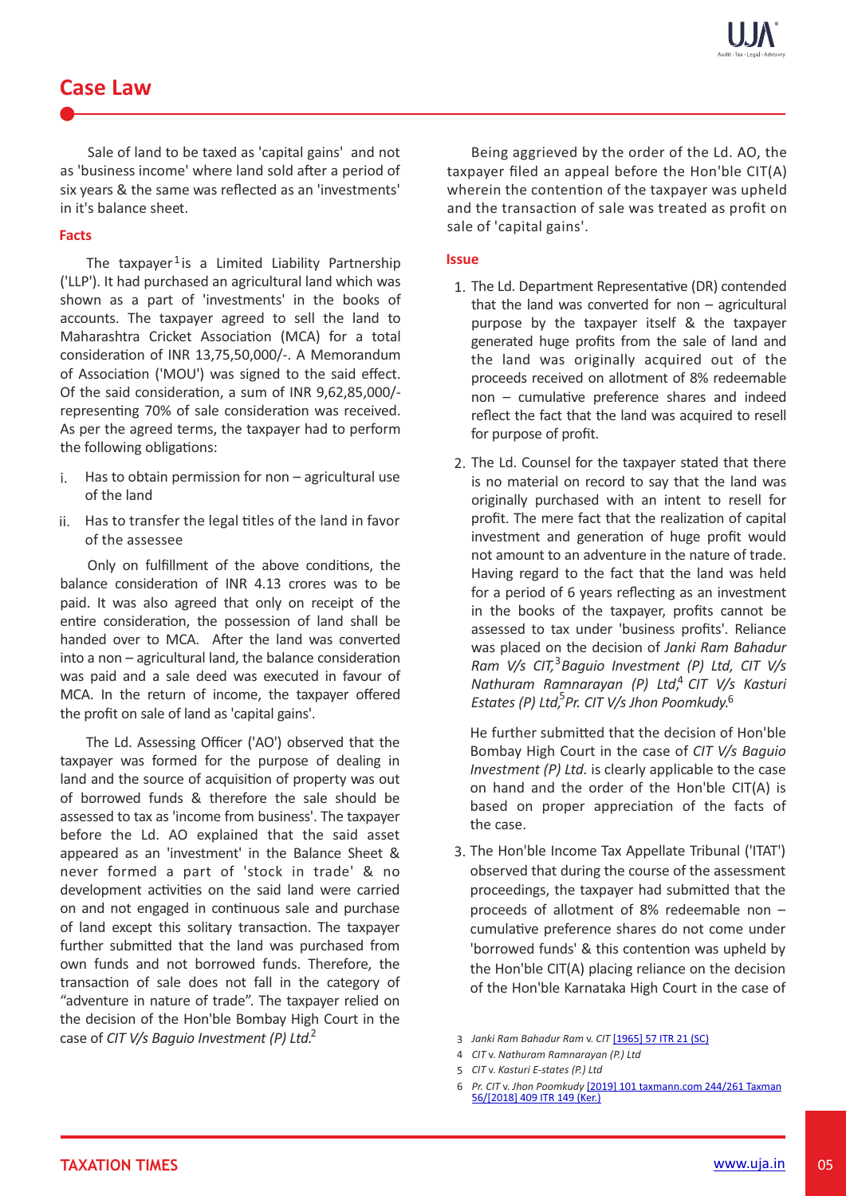## Case Law

Sale of land to be taxed as 'capital gains' and not as 'business income' where land sold after a period of six years & the same was reflected as an 'investments' in it's balance sheet.

### Facts

The taxpayer[1] is a Limited Liability Partnership ('LLP'). It had purchased an agricultural land which was shown as a part of 'investments' in the books of accounts. The taxpayer agreed to sell the land to Maharashtra Cricket Association (MCA) for a total consideration of INR 13,75,50,000/-. A Memorandum of Association ('MOU') was signed to the said effect. Of the said consideration, a sum of INR 9,62,85,000/- representing 70% of sale consideration was received. As per the agreed terms, the taxpayer had to perform the following obligations:

i. Has to obtain permission for non – agricultural use of the land

ii. Has to transfer the legal titles of the land in favor of the assessee

Only on fulfillment of the above conditions, the balance consideration of INR 4.13 crores was to be paid. It was also agreed that only on receipt of the entire consideration, the possession of land shall be handed over to MCA. After the land was converted into a non – agricultural land, the balance consideration was paid and a sale deed was executed in favour of MCA. In the return of income, the taxpayer offered the profit on sale of land as 'capital gains'.

The Ld. Assessing Officer ('AO') observed that the taxpayer was formed for the purpose of dealing in land and the source of acquisition of property was out of borrowed funds & therefore the sale should be assessed to tax as 'income from business'. The taxpayer before the Ld. AO explained that the said asset appeared as an 'investment' in the Balance Sheet & never formed a part of 'stock in trade' & no development activities on the said land were carried on and not engaged in continuous sale and purchase of land except this solitary transaction. The taxpayer further submitted that the land was purchased from own funds and not borrowed funds. Therefore, the transaction of sale does not fall in the category of "adventure in nature of trade". The taxpayer relied on the decision of the Hon'ble Bombay High Court in the case of *CIT V/s Baguio Investment (P) Ltd.*[2]

Being aggrieved by the order of the Ld. AO, the taxpayer filed an appeal before the Hon'ble CIT(A) wherein the contention of the taxpayer was upheld and the transaction of sale was treated as profit on sale of 'capital gains'.

### Issue

1. The Ld. Department Representative (DR) contended that the land was converted for non – agricultural purpose by the taxpayer itself & the taxpayer generated huge profits from the sale of land and the land was originally acquired out of the proceeds received on allotment of 8% redeemable non – cumulative preference shares and indeed reflect the fact that the land was acquired to resell for purpose of profit.

2. The Ld. Counsel for the taxpayer stated that there is no material on record to say that the land was originally purchased with an intent to resell for profit. The mere fact that the realization of capital investment and generation of huge profit would not amount to an adventure in the nature of trade. Having regard to the fact that the land was held for a period of 6 years reflecting as an investment in the books of the taxpayer, profits cannot be assessed to tax under 'business profits'. Reliance was placed on the decision of *Janki Ram Bahadur Ram V/s CIT,*[3] *Baguio Investment (P) Ltd, CIT V/s Nathuram Ramnarayan (P) Ltd,*[4] *CIT V/s Kasturi Estates (P) Ltd,*[5] *Pr. CIT V/s Jhon Poomkudy.*[6]

   He further submitted that the decision of Hon'ble Bombay High Court in the case of *CIT V/s Baguio Investment (P) Ltd.* is clearly applicable to the case on hand and the order of the Hon'ble CIT(A) is based on proper appreciation of the facts of the case.

3. The Hon'ble Income Tax Appellate Tribunal ('ITAT') observed that during the course of the assessment proceedings, the taxpayer had submitted that the proceeds of allotment of 8% redeemable non – cumulative preference shares do not come under 'borrowed funds' & this contention was upheld by the Hon'ble CIT(A) placing reliance on the decision of the Hon'ble Karnataka High Court in the case of

---

3 *Janki Ram Bahadur Ram* v. *CIT* [1965] 57 ITR 21 (SC)

4 *CIT* v. *Nathuram Ramnarayan (P.) Ltd*

5 *CIT* v. *Kasturi E-states (P.) Ltd*

6 *Pr. CIT* v. *Jhon Poomkudy* [2019] 101 taxmann.com 244/261 Taxman 56/[2018] 409 ITR 149 (Ker.)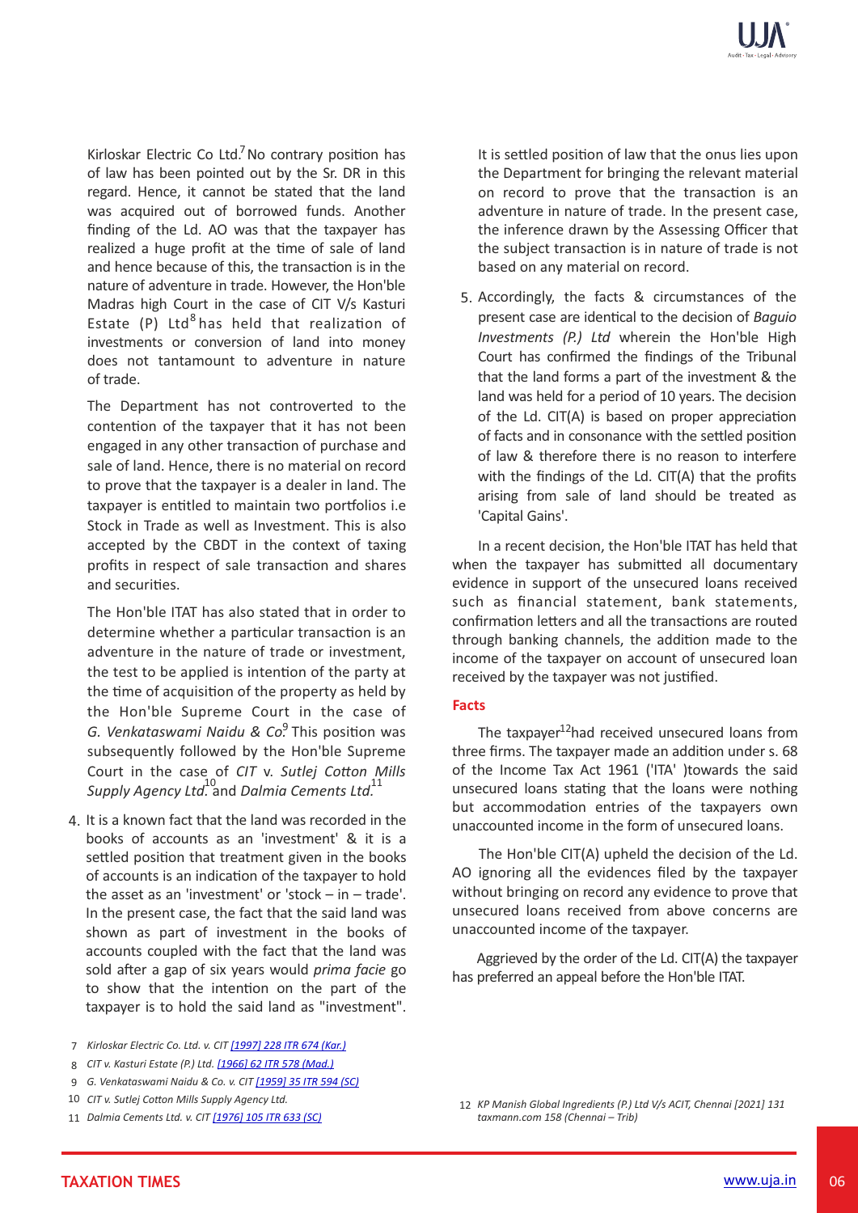Kirloskar Electric Co Ltd.[7] No contrary position has of law has been pointed out by the Sr. DR in this regard. Hence, it cannot be stated that the land was acquired out of borrowed funds. Another finding of the Ld. AO was that the taxpayer has realized a huge profit at the time of sale of land and hence because of this, the transaction is in the nature of adventure in trade. However, the Hon'ble Madras high Court in the case of CIT V/s Kasturi Estate (P) Ltd[8] has held that realization of investments or conversion of land into money does not tantamount to adventure in nature of trade.

The Department has not controverted to the contention of the taxpayer that it has not been engaged in any other transaction of purchase and sale of land. Hence, there is no material on record to prove that the taxpayer is a dealer in land. The taxpayer is entitled to maintain two portfolios i.e Stock in Trade as well as Investment. This is also accepted by the CBDT in the context of taxing profits in respect of sale transaction and shares and securities.

The Hon'ble ITAT has also stated that in order to determine whether a particular transaction is an adventure in the nature of trade or investment, the test to be applied is intention of the party at the time of acquisition of the property as held by the Hon'ble Supreme Court in the case of *G. Venkataswami Naidu & Co*.[9] This position was subsequently followed by the Hon'ble Supreme Court in the case of *CIT* v. *Sutlej Cotton Mills Supply Agency Ltd.*[10] and *Dalmia Cements Ltd.*[11]

4. It is a known fact that the land was recorded in the books of accounts as an 'investment' & it is a settled position that treatment given in the books of accounts is an indication of the taxpayer to hold the asset as an 'investment' or 'stock – in – trade'. In the present case, the fact that the said land was shown as part of investment in the books of accounts coupled with the fact that the land was sold after a gap of six years would *prima facie* go to show that the intention on the part of the taxpayer is to hold the said land as "investment".

   It is settled position of law that the onus lies upon the Department for bringing the relevant material on record to prove that the transaction is an adventure in nature of trade. In the present case, the inference drawn by the Assessing Officer that the subject transaction is in nature of trade is not based on any material on record.

5. Accordingly, the facts & circumstances of the present case are identical to the decision of *Baguio Investments (P.) Ltd* wherein the Hon'ble High Court has confirmed the findings of the Tribunal that the land forms a part of the investment & the land was held for a period of 10 years. The decision of the Ld. CIT(A) is based on proper appreciation of facts and in consonance with the settled position of law & therefore there is no reason to interfere with the findings of the Ld. CIT(A) that the profits arising from sale of land should be treated as 'Capital Gains'.

In a recent decision, the Hon'ble ITAT has held that when the taxpayer has submitted all documentary evidence in support of the unsecured loans received such as financial statement, bank statements, confirmation letters and all the transactions are routed through banking channels, the addition made to the income of the taxpayer on account of unsecured loan received by the taxpayer was not justified.

### Facts

The taxpayer[12] had received unsecured loans from three firms. The taxpayer made an addition under s. 68 of the Income Tax Act 1961 ('ITA' )towards the said unsecured loans stating that the loans were nothing but accommodation entries of the taxpayers own unaccounted income in the form of unsecured loans.

The Hon'ble CIT(A) upheld the decision of the Ld. AO ignoring all the evidences filed by the taxpayer without bringing on record any evidence to prove that unsecured loans received from above concerns are unaccounted income of the taxpayer.

Aggrieved by the order of the Ld. CIT(A) the taxpayer has preferred an appeal before the Hon'ble ITAT.

---

7 *Kirloskar Electric Co. Ltd. v. CIT [1997] 228 ITR 674 (Kar.)*

8 *CIT v. Kasturi Estate (P.) Ltd. [1966] 62 ITR 578 (Mad.)*

9 *G. Venkataswami Naidu & Co. v. CIT [1959] 35 ITR 594 (SC)*

10 *CIT v. Sutlej Cotton Mills Supply Agency Ltd.*

11 *Dalmia Cements Ltd. v. CIT [1976] 105 ITR 633 (SC)*

12 *KP Manish Global Ingredients (P.) Ltd V/s ACIT, Chennai [2021] 131 taxmann.com 158 (Chennai – Trib)*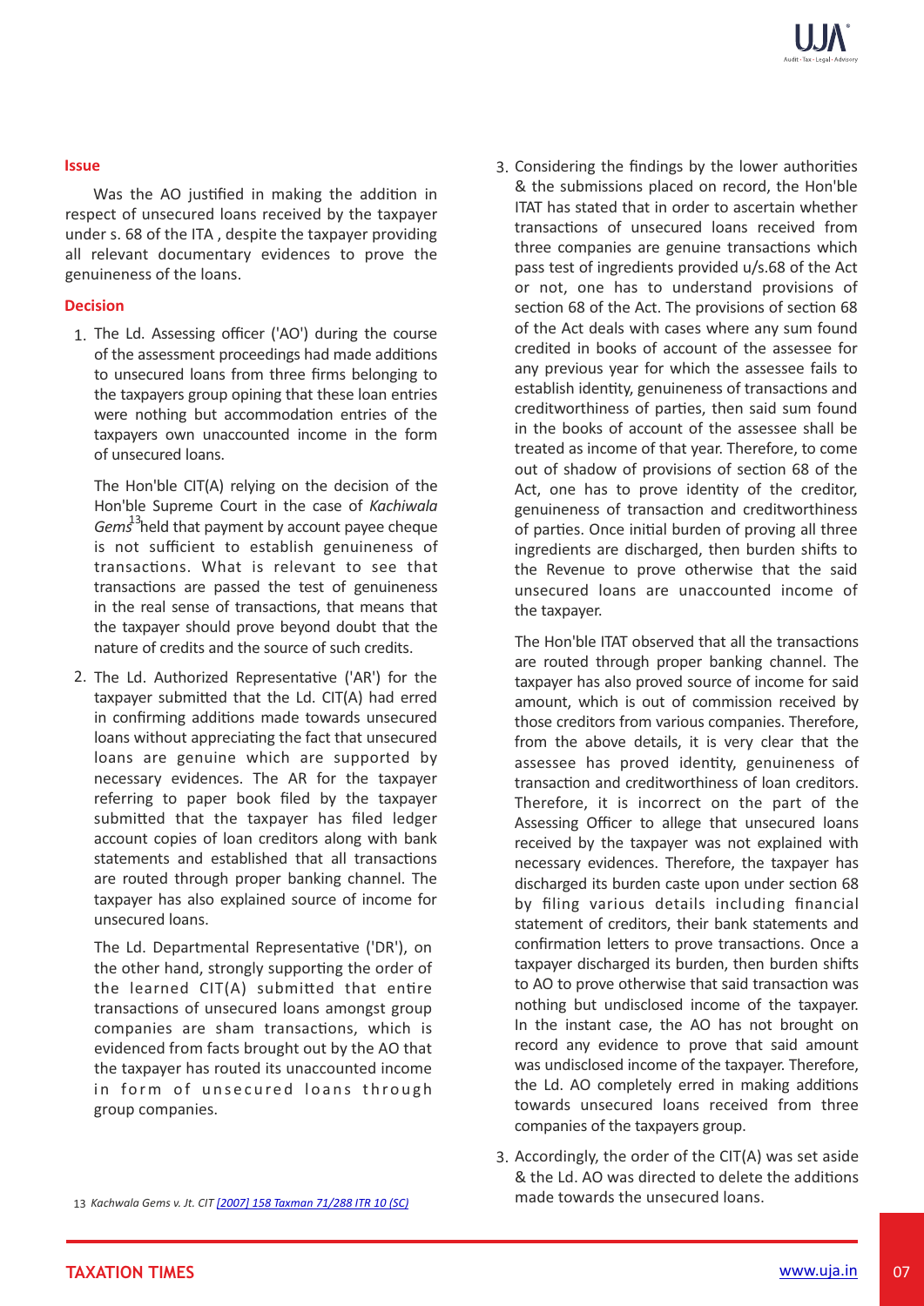### Issue

Was the AO justified in making the addition in respect of unsecured loans received by the taxpayer under s. 68 of the ITA , despite the taxpayer providing all relevant documentary evidences to prove the genuineness of the loans.

### Decision

1. The Ld. Assessing officer ('AO') during the course of the assessment proceedings had made additions to unsecured loans from three firms belonging to the taxpayers group opining that these loan entries were nothing but accommodation entries of the taxpayers own unaccounted income in the form of unsecured loans.

   The Hon'ble CIT(A) relying on the decision of the Hon'ble Supreme Court in the case of *Kachiwala Gems*[13] held that payment by account payee cheque is not sufficient to establish genuineness of transactions. What is relevant to see that transactions are passed the test of genuineness in the real sense of transactions, that means that the taxpayer should prove beyond doubt that the nature of credits and the source of such credits.

2. The Ld. Authorized Representative ('AR') for the taxpayer submitted that the Ld. CIT(A) had erred in confirming additions made towards unsecured loans without appreciating the fact that unsecured loans are genuine which are supported by necessary evidences. The AR for the taxpayer referring to paper book filed by the taxpayer submitted that the taxpayer has filed ledger account copies of loan creditors along with bank statements and established that all transactions are routed through proper banking channel. The taxpayer has also explained source of income for unsecured loans.

   The Ld. Departmental Representative ('DR'), on the other hand, strongly supporting the order of the learned CIT(A) submitted that entire transactions of unsecured loans amongst group companies are sham transactions, which is evidenced from facts brought out by the AO that the taxpayer has routed its unaccounted income in form of unsecured loans through group companies.

3. Considering the findings by the lower authorities & the submissions placed on record, the Hon'ble ITAT has stated that in order to ascertain whether transactions of unsecured loans received from three companies are genuine transactions which pass test of ingredients provided u/s.68 of the Act or not, one has to understand provisions of section 68 of the Act. The provisions of section 68 of the Act deals with cases where any sum found credited in books of account of the assessee for any previous year for which the assessee fails to establish identity, genuineness of transactions and creditworthiness of parties, then said sum found in the books of account of the assessee shall be treated as income of that year. Therefore, to come out of shadow of provisions of section 68 of the Act, one has to prove identity of the creditor, genuineness of transaction and creditworthiness of parties. Once initial burden of proving all three ingredients are discharged, then burden shifts to the Revenue to prove otherwise that the said unsecured loans are unaccounted income of the taxpayer.

   The Hon'ble ITAT observed that all the transactions are routed through proper banking channel. The taxpayer has also proved source of income for said amount, which is out of commission received by those creditors from various companies. Therefore, from the above details, it is very clear that the assessee has proved identity, genuineness of transaction and creditworthiness of loan creditors. Therefore, it is incorrect on the part of the Assessing Officer to allege that unsecured loans received by the taxpayer was not explained with necessary evidences. Therefore, the taxpayer has discharged its burden caste upon under section 68 by filing various details including financial statement of creditors, their bank statements and confirmation letters to prove transactions. Once a taxpayer discharged its burden, then burden shifts to AO to prove otherwise that said transaction was nothing but undisclosed income of the taxpayer. In the instant case, the AO has not brought on record any evidence to prove that said amount was undisclosed income of the taxpayer. Therefore, the Ld. AO completely erred in making additions towards unsecured loans received from three companies of the taxpayers group.

3. Accordingly, the order of the CIT(A) was set aside & the Ld. AO was directed to delete the additions made towards the unsecured loans.

13 *Kachiwala Gems v. Jt. CIT [2007] 158 Taxman 71/288 ITR 10 (SC)*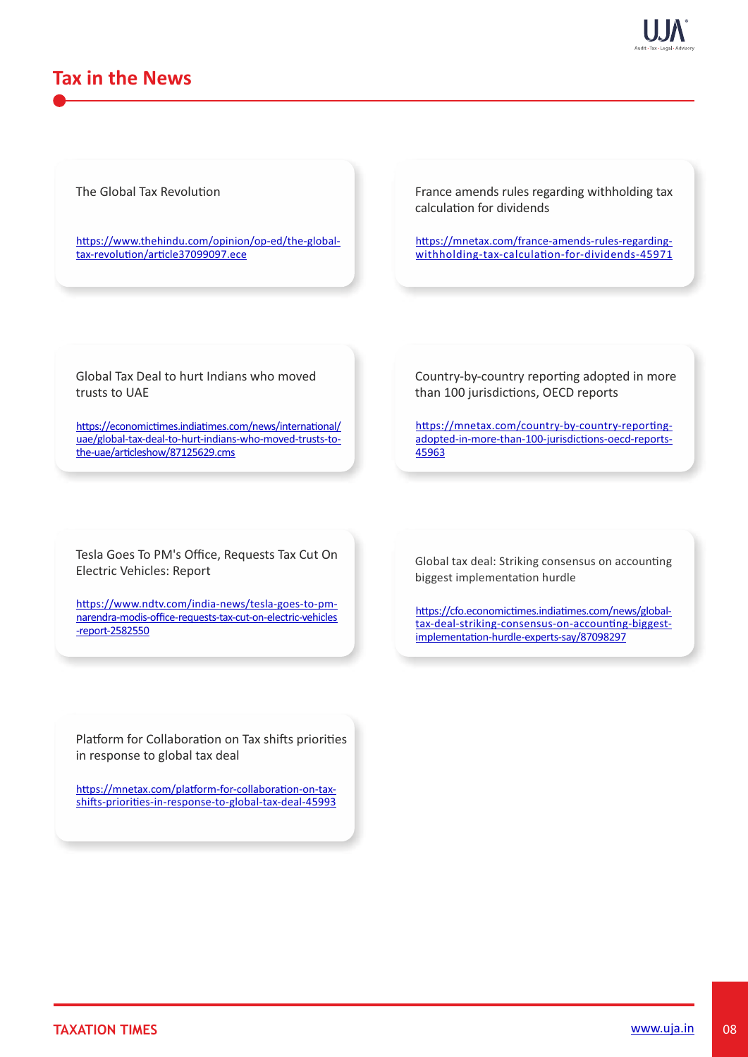## Tax in the News

The Global Tax Revolution

https://www.thehindu.com/opinion/op-ed/the-global-tax-revolution/article37099097.ece

France amends rules regarding withholding tax calculation for dividends

https://mnetax.com/france-amends-rules-regarding-withholding-tax-calculation-for-dividends-45971

Global Tax Deal to hurt Indians who moved trusts to UAE

https://economictimes.indiatimes.com/news/international/uae/global-tax-deal-to-hurt-indians-who-moved-trusts-to-the-uae/articleshow/87125629.cms

Country-by-country reporting adopted in more than 100 jurisdictions, OECD reports

https://mnetax.com/country-by-country-reporting-adopted-in-more-than-100-jurisdictions-oecd-reports-45963

Tesla Goes To PM's Office, Requests Tax Cut On Electric Vehicles: Report

https://www.ndtv.com/india-news/tesla-goes-to-pm-narendra-modis-office-requests-tax-cut-on-electric-vehicles-report-2582550

Global tax deal: Striking consensus on accounting biggest implementation hurdle

https://cfo.economictimes.indiatimes.com/news/global-tax-deal-striking-consensus-on-accounting-biggest-implementation-hurdle-experts-say/87098297

Platform for Collaboration on Tax shifts priorities in response to global tax deal

https://mnetax.com/platform-for-collaboration-on-tax-shifts-priorities-in-response-to-global-tax-deal-45993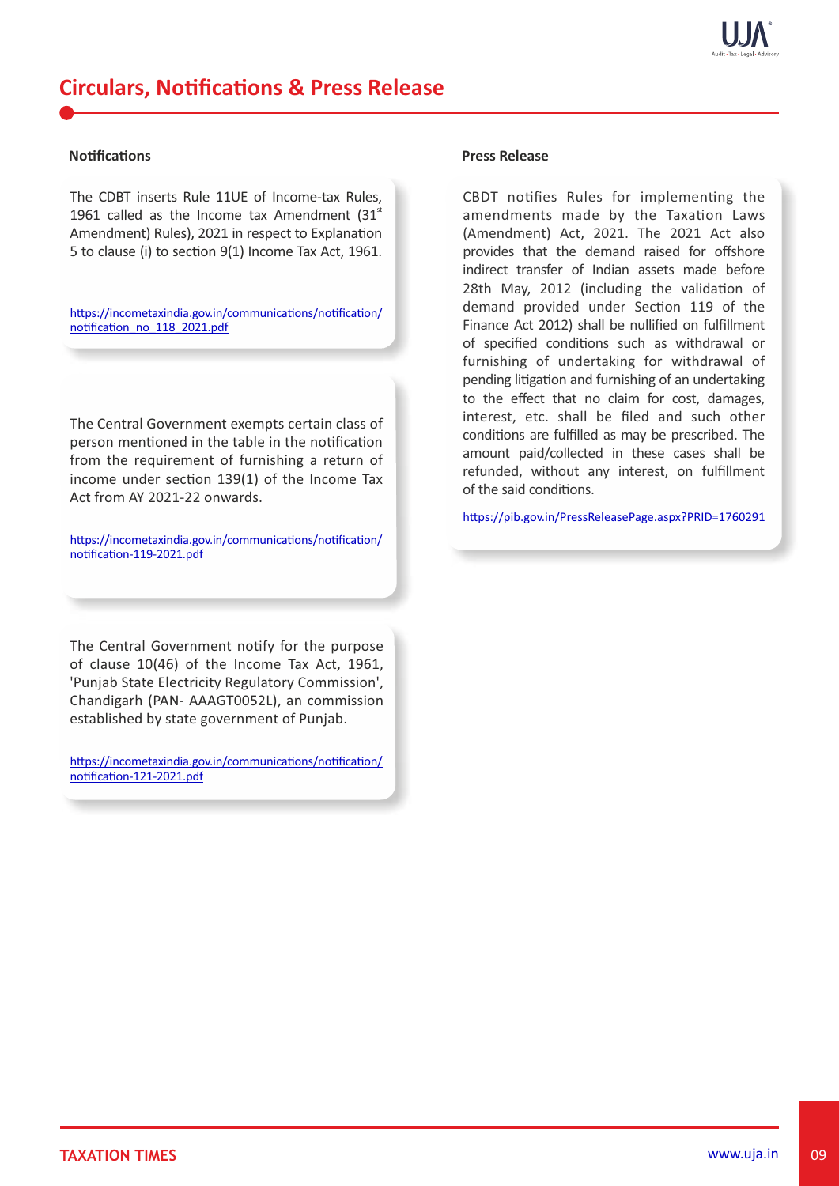# Circulars, Notifications & Press Release

### Notifications

The CBDT inserts Rule 11UE of Income-tax Rules, 1961 called as the Income tax Amendment (31st Amendment) Rules), 2021 in respect to Explanation 5 to clause (i) to section 9(1) Income Tax Act, 1961.

https://incometaxindia.gov.in/communications/notification/notification_no_118_2021.pdf

The Central Government exempts certain class of person mentioned in the table in the notification from the requirement of furnishing a return of income under section 139(1) of the Income Tax Act from AY 2021-22 onwards.

https://incometaxindia.gov.in/communications/notification/notification-119-2021.pdf

The Central Government notify for the purpose of clause 10(46) of the Income Tax Act, 1961, 'Punjab State Electricity Regulatory Commission', Chandigarh (PAN- AAAGT0052L), an commission established by state government of Punjab.

https://incometaxindia.gov.in/communications/notification/notification-121-2021.pdf

### Press Release

CBDT notifies Rules for implementing the amendments made by the Taxation Laws (Amendment) Act, 2021. The 2021 Act also provides that the demand raised for offshore indirect transfer of Indian assets made before 28th May, 2012 (including the validation of demand provided under Section 119 of the Finance Act 2012) shall be nullified on fulfillment of specified conditions such as withdrawal or furnishing of undertaking for withdrawal of pending litigation and furnishing of an undertaking to the effect that no claim for cost, damages, interest, etc. shall be filed and such other conditions are fulfilled as may be prescribed. The amount paid/collected in these cases shall be refunded, without any interest, on fulfillment of the said conditions.

https://pib.gov.in/PressReleasePage.aspx?PRID=1760291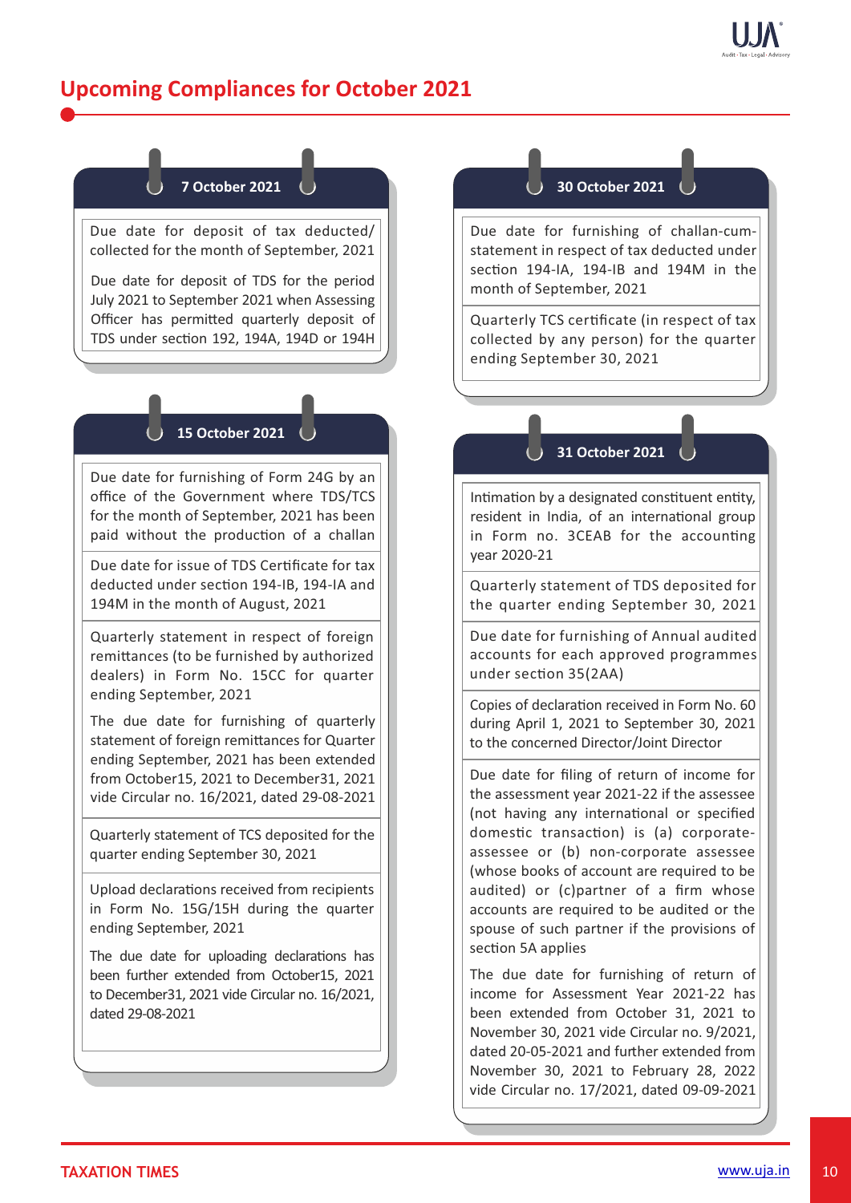# Upcoming Compliances for October 2021

## 7 October 2021

Due date for deposit of tax deducted/ collected for the month of September, 2021

Due date for deposit of TDS for the period July 2021 to September 2021 when Assessing Officer has permitted quarterly deposit of TDS under section 192, 194A, 194D or 194H

## 15 October 2021

Due date for furnishing of Form 24G by an office of the Government where TDS/TCS for the month of September, 2021 has been paid without the production of a challan

Due date for issue of TDS Certificate for tax deducted under section 194-IB, 194-IA and 194M in the month of August, 2021

Quarterly statement in respect of foreign remittances (to be furnished by authorized dealers) in Form No. 15CC for quarter ending September, 2021

The due date for furnishing of quarterly statement of foreign remittances for Quarter ending September, 2021 has been extended from October15, 2021 to December31, 2021 vide Circular no. 16/2021, dated 29-08-2021

Quarterly statement of TCS deposited for the quarter ending September 30, 2021

Upload declarations received from recipients in Form No. 15G/15H during the quarter ending September, 2021

The due date for uploading declarations has been further extended from October15, 2021 to December31, 2021 vide Circular no. 16/2021, dated 29-08-2021

## 30 October 2021

Due date for furnishing of challan-cum-statement in respect of tax deducted under section 194-IA, 194-IB and 194M in the month of September, 2021

Quarterly TCS certificate (in respect of tax collected by any person) for the quarter ending September 30, 2021

## 31 October 2021

Intimation by a designated constituent entity, resident in India, of an international group in Form no. 3CEAB for the accounting year 2020-21

Quarterly statement of TDS deposited for the quarter ending September 30, 2021

Due date for furnishing of Annual audited accounts for each approved programmes under section 35(2AA)

Copies of declaration received in Form No. 60 during April 1, 2021 to September 30, 2021 to the concerned Director/Joint Director

Due date for filing of return of income for the assessment year 2021-22 if the assessee (not having any international or specified domestic transaction) is (a) corporate-assessee or (b) non-corporate assessee (whose books of account are required to be audited) or (c)partner of a firm whose accounts are required to be audited or the spouse of such partner if the provisions of section 5A applies

The due date for furnishing of return of income for Assessment Year 2021-22 has been extended from October 31, 2021 to November 30, 2021 vide Circular no. 9/2021, dated 20-05-2021 and further extended from November 30, 2021 to February 28, 2022 vide Circular no. 17/2021, dated 09-09-2021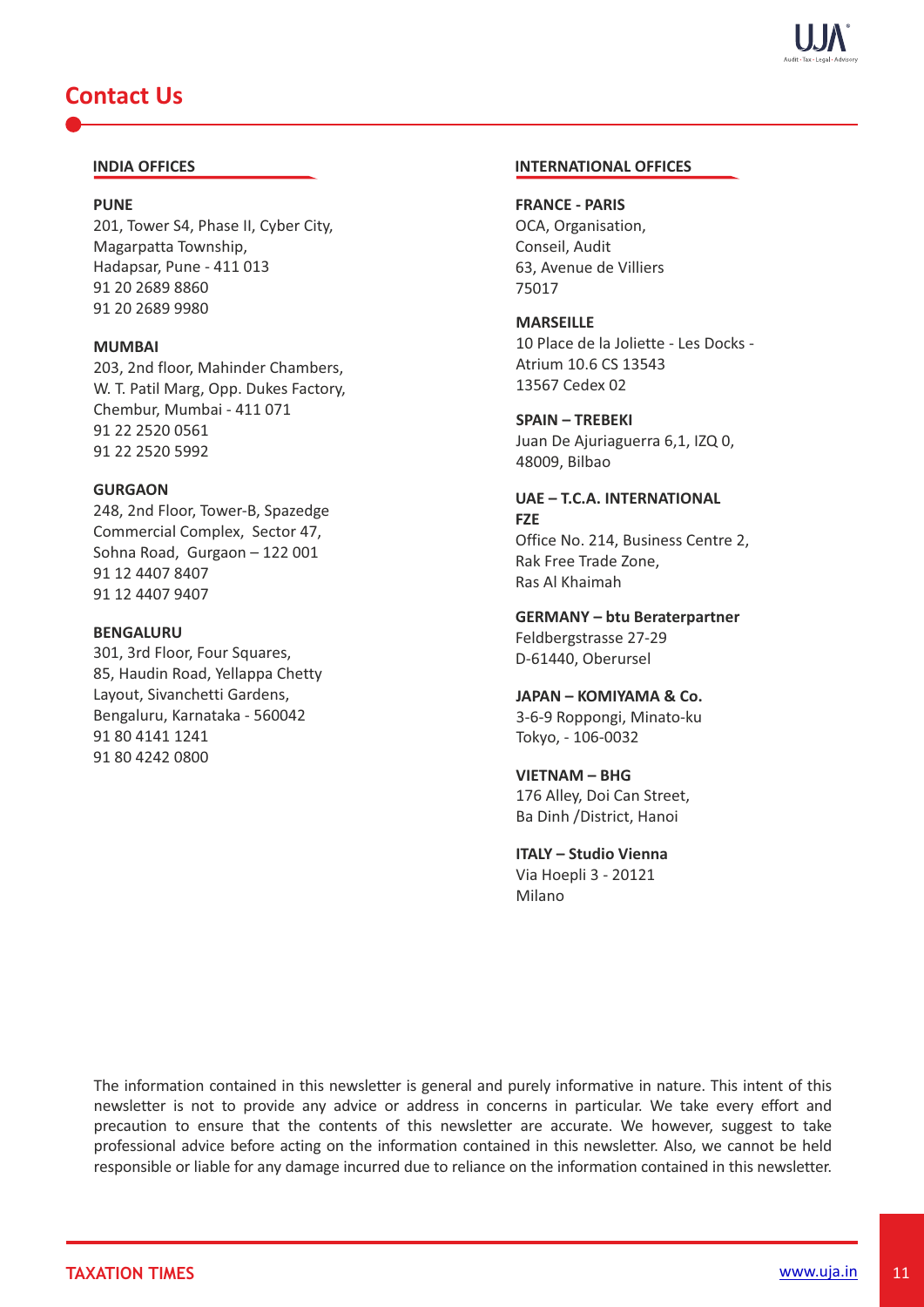# Contact Us

## INDIA OFFICES

**PUNE**
201, Tower S4, Phase II, Cyber City,
Magarpatta Township,
Hadapsar, Pune - 411 013
91 20 2689 8860
91 20 2689 9980

**MUMBAI**
203, 2nd floor, Mahinder Chambers,
W. T. Patil Marg, Opp. Dukes Factory,
Chembur, Mumbai - 411 071
91 22 2520 0561
91 22 2520 5992

**GURGAON**
248, 2nd Floor, Tower-B, Spazedge
Commercial Complex, Sector 47,
Sohna Road, Gurgaon – 122 001
91 12 4407 8407
91 12 4407 9407

**BENGALURU**
301, 3rd Floor, Four Squares,
85, Haudin Road, Yellappa Chetty
Layout, Sivanchetti Gardens,
Bengaluru, Karnataka - 560042
91 80 4141 1241
91 80 4242 0800

## INTERNATIONAL OFFICES

**FRANCE - PARIS**
OCA, Organisation,
Conseil, Audit
63, Avenue de Villiers
75017

**MARSEILLE**
10 Place de la Joliette - Les Docks -
Atrium 10.6 CS 13543
13567 Cedex 02

**SPAIN – TREBEKI**
Juan De Ajuriaguerra 6,1, IZQ 0,
48009, Bilbao

**UAE – T.C.A. INTERNATIONAL FZE**
Office No. 214, Business Centre 2,
Rak Free Trade Zone,
Ras Al Khaimah

**GERMANY – btu Beraterpartner**
Feldbergstrasse 27-29
D-61440, Oberursel

**JAPAN – KOMIYAMA & Co.**
3-6-9 Roppongi, Minato-ku
Tokyo, - 106-0032

**VIETNAM – BHG**
176 Alley, Doi Can Street,
Ba Dinh /District, Hanoi

**ITALY – Studio Vienna**
Via Hoepli 3 - 20121
Milano

The information contained in this newsletter is general and purely informative in nature. This intent of this newsletter is not to provide any advice or address in concerns in particular. We take every effort and precaution to ensure that the contents of this newsletter are accurate. We however, suggest to take professional advice before acting on the information contained in this newsletter. Also, we cannot be held responsible or liable for any damage incurred due to reliance on the information contained in this newsletter.